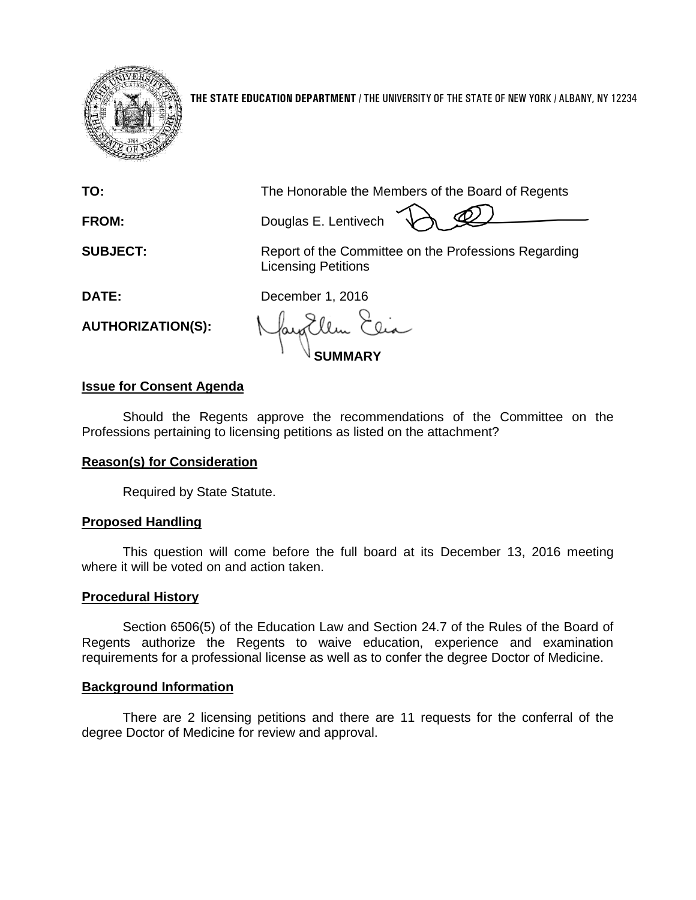**THE STATE EDUCATION DEPARTMENT** / THE UNIVERSITY OF THE STATE OF NEW YORK / ALBANY, NY 12234

| | |
|---|---|
| **TO:** | The Honorable the Members of the Board of Regents |
| **FROM:** | Douglas E. Lentivech |
| **SUBJECT:** | Report of the Committee on the Professions Regarding Licensing Petitions |
| **DATE:** | December 1, 2016 |
| **AUTHORIZATION(S):** | |

## SUMMARY

### Issue for Consent Agenda

Should the Regents approve the recommendations of the Committee on the Professions pertaining to licensing petitions as listed on the attachment?

### Reason(s) for Consideration

Required by State Statute.

### Proposed Handling

This question will come before the full board at its December 13, 2016 meeting where it will be voted on and action taken.

### Procedural History

Section 6506(5) of the Education Law and Section 24.7 of the Rules of the Board of Regents authorize the Regents to waive education, experience and examination requirements for a professional license as well as to confer the degree Doctor of Medicine.

### Background Information

There are 2 licensing petitions and there are 11 requests for the conferral of the degree Doctor of Medicine for review and approval.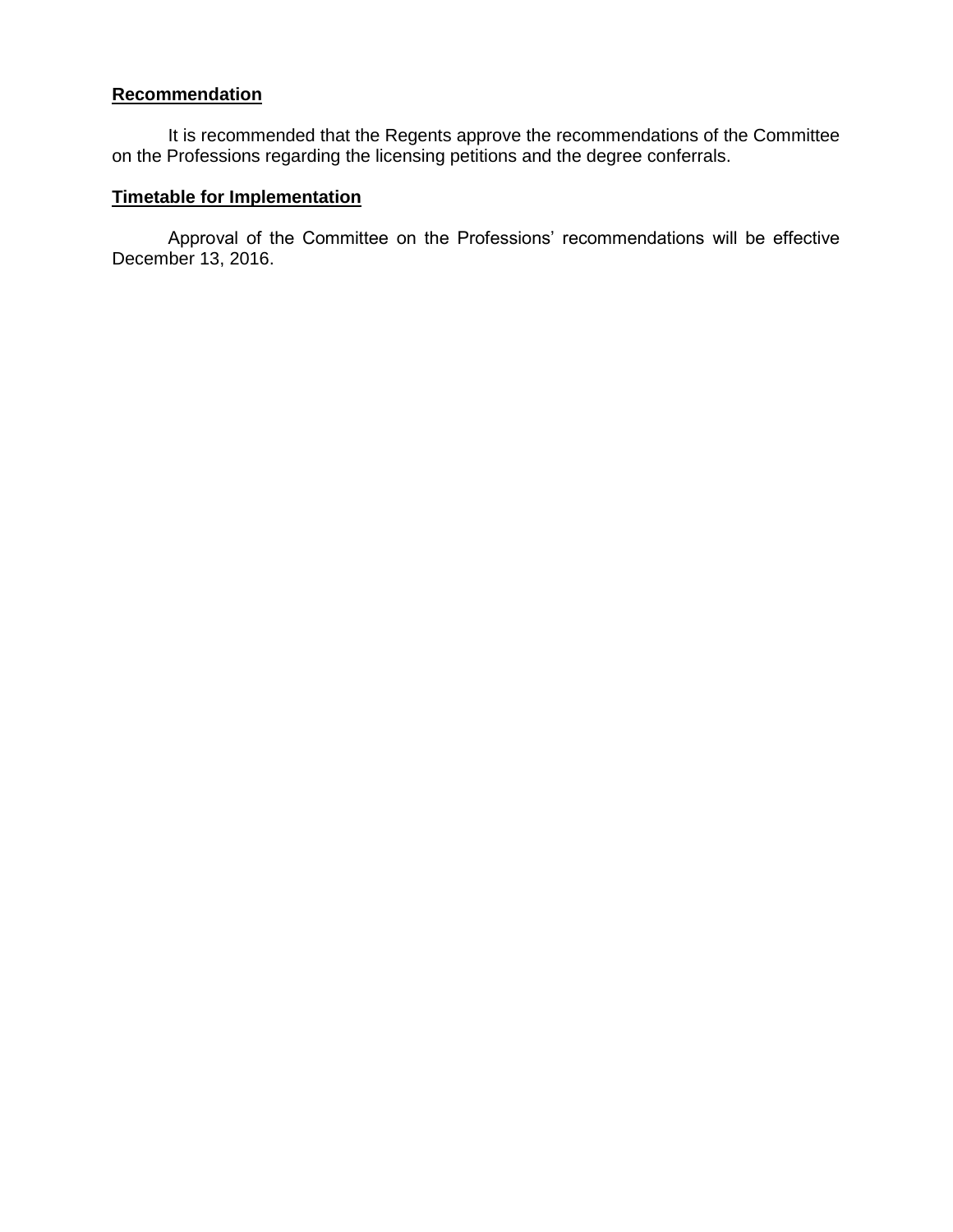**Recommendation**

It is recommended that the Regents approve the recommendations of the Committee on the Professions regarding the licensing petitions and the degree conferrals.

**Timetable for Implementation**

Approval of the Committee on the Professions' recommendations will be effective December 13, 2016.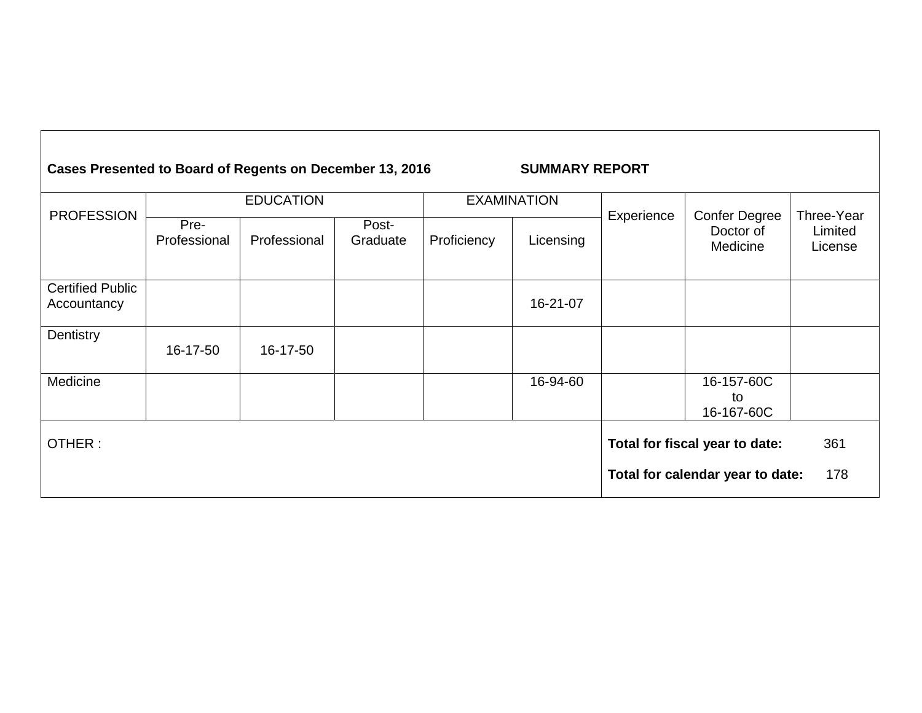**Cases Presented to Board of Regents on December 13, 2016 SUMMARY REPORT**

| PROFESSION | EDUCATION | | | EXAMINATION | | Experience | Confer Degree Doctor of Medicine | Three-Year Limited License |
|---|---|---|---|---|---|---|---|---|
| | Pre-Professional | Professional | Post-Graduate | Proficiency | Licensing | | | |
| Certified Public Accountancy | | | | | 16-21-07 | | | |
| Dentistry | 16-17-50 | 16-17-50 | | | | | | |
| Medicine | | | | | 16-94-60 | | 16-157-60C to 16-167-60C | |

OTHER :

**Total for fiscal year to date:** 361

**Total for calendar year to date:** 178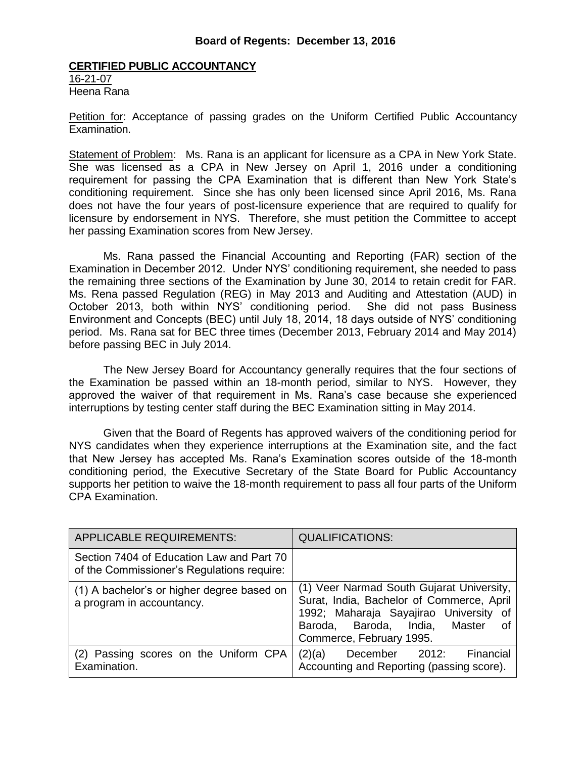**Board of Regents: December 13, 2016**

**CERTIFIED PUBLIC ACCOUNTANCY**

16-21-07

Heena Rana

Petition for: Acceptance of passing grades on the Uniform Certified Public Accountancy Examination.

Statement of Problem: Ms. Rana is an applicant for licensure as a CPA in New York State. She was licensed as a CPA in New Jersey on April 1, 2016 under a conditioning requirement for passing the CPA Examination that is different than New York State's conditioning requirement. Since she has only been licensed since April 2016, Ms. Rana does not have the four years of post-licensure experience that are required to qualify for licensure by endorsement in NYS. Therefore, she must petition the Committee to accept her passing Examination scores from New Jersey.

Ms. Rana passed the Financial Accounting and Reporting (FAR) section of the Examination in December 2012. Under NYS' conditioning requirement, she needed to pass the remaining three sections of the Examination by June 30, 2014 to retain credit for FAR. Ms. Rena passed Regulation (REG) in May 2013 and Auditing and Attestation (AUD) in October 2013, both within NYS' conditioning period. She did not pass Business Environment and Concepts (BEC) until July 18, 2014, 18 days outside of NYS' conditioning period. Ms. Rana sat for BEC three times (December 2013, February 2014 and May 2014) before passing BEC in July 2014.

The New Jersey Board for Accountancy generally requires that the four sections of the Examination be passed within an 18-month period, similar to NYS. However, they approved the waiver of that requirement in Ms. Rana's case because she experienced interruptions by testing center staff during the BEC Examination sitting in May 2014.

Given that the Board of Regents has approved waivers of the conditioning period for NYS candidates when they experience interruptions at the Examination site, and the fact that New Jersey has accepted Ms. Rana's Examination scores outside of the 18-month conditioning period, the Executive Secretary of the State Board for Public Accountancy supports her petition to waive the 18-month requirement to pass all four parts of the Uniform CPA Examination.

| APPLICABLE REQUIREMENTS: | QUALIFICATIONS: |
|---|---|
| Section 7404 of Education Law and Part 70 of the Commissioner's Regulations require: | |
| (1) A bachelor's or higher degree based on a program in accountancy. | (1) Veer Narmad South Gujarat University, Surat, India, Bachelor of Commerce, April 1992; Maharaja Sayajirao University of Baroda, Baroda, India, Master of Commerce, February 1995. |
| (2) Passing scores on the Uniform CPA Examination. | (2)(a) December 2012: Financial Accounting and Reporting (passing score). |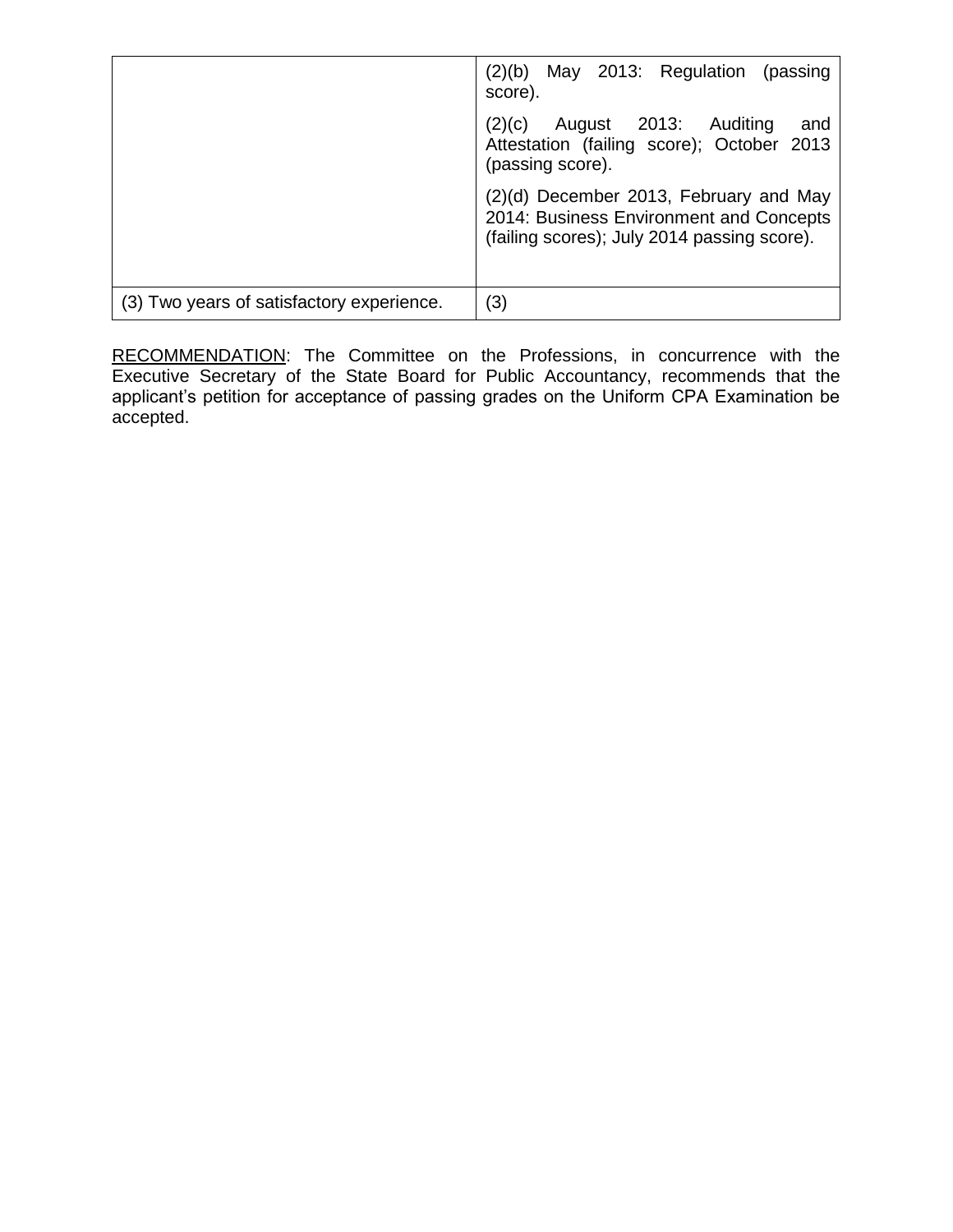| | |
|---|---|
| | (2)(b) May 2013: Regulation (passing score).<br><br>(2)(c) August 2013: Auditing and Attestation (failing score); October 2013 (passing score).<br><br>(2)(d) December 2013, February and May 2014: Business Environment and Concepts (failing scores); July 2014 passing score). |
| (3) Two years of satisfactory experience. | (3) |

RECOMMENDATION: The Committee on the Professions, in concurrence with the Executive Secretary of the State Board for Public Accountancy, recommends that the applicant's petition for acceptance of passing grades on the Uniform CPA Examination be accepted.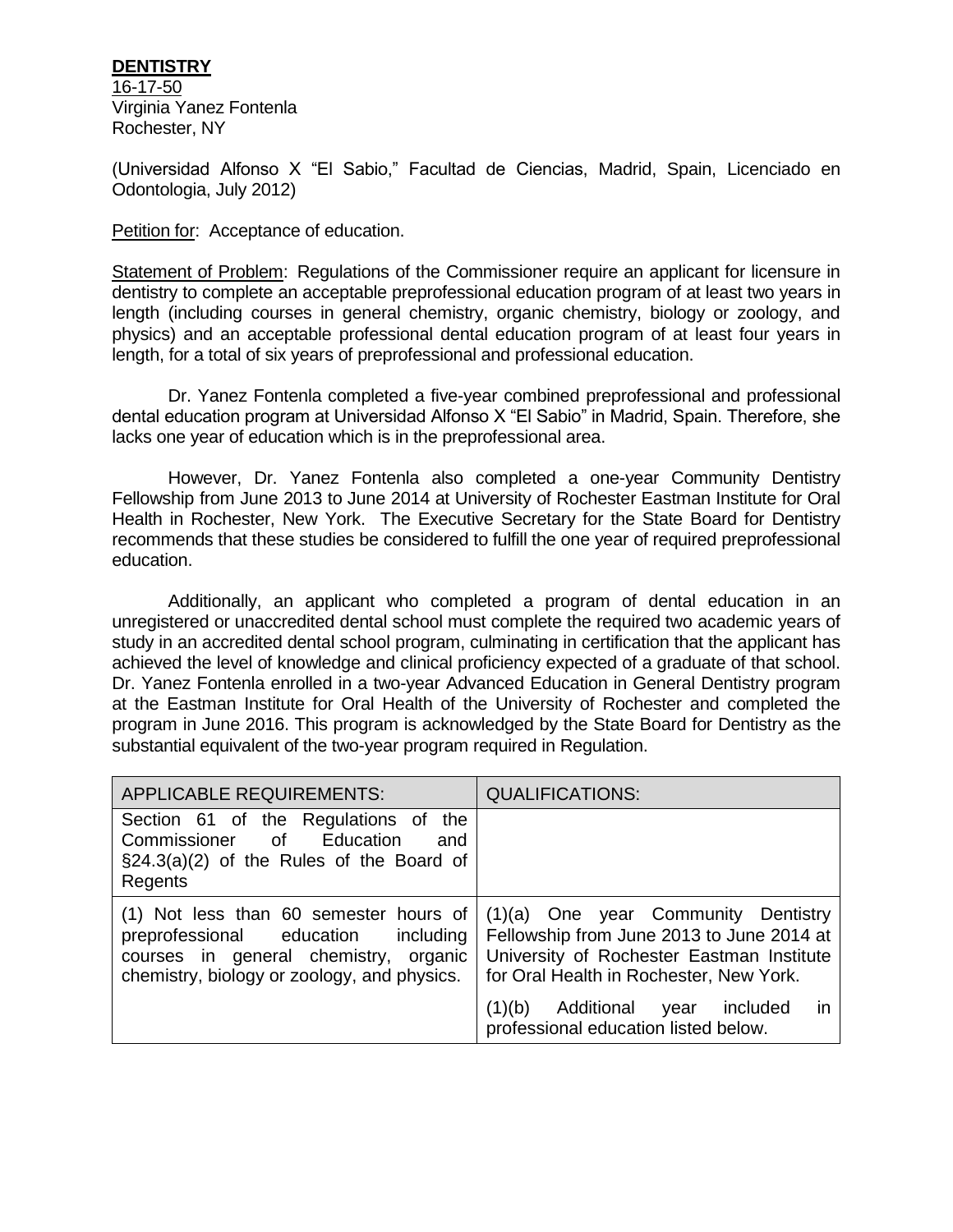**DENTISTRY**

16-17-50
Virginia Yanez Fontenla
Rochester, NY

(Universidad Alfonso X "El Sabio," Facultad de Ciencias, Madrid, Spain, Licenciado en Odontologia, July 2012)

Petition for: Acceptance of education.

Statement of Problem: Regulations of the Commissioner require an applicant for licensure in dentistry to complete an acceptable preprofessional education program of at least two years in length (including courses in general chemistry, organic chemistry, biology or zoology, and physics) and an acceptable professional dental education program of at least four years in length, for a total of six years of preprofessional and professional education.

Dr. Yanez Fontenla completed a five-year combined preprofessional and professional dental education program at Universidad Alfonso X "El Sabio" in Madrid, Spain. Therefore, she lacks one year of education which is in the preprofessional area.

However, Dr. Yanez Fontenla also completed a one-year Community Dentistry Fellowship from June 2013 to June 2014 at University of Rochester Eastman Institute for Oral Health in Rochester, New York. The Executive Secretary for the State Board for Dentistry recommends that these studies be considered to fulfill the one year of required preprofessional education.

Additionally, an applicant who completed a program of dental education in an unregistered or unaccredited dental school must complete the required two academic years of study in an accredited dental school program, culminating in certification that the applicant has achieved the level of knowledge and clinical proficiency expected of a graduate of that school. Dr. Yanez Fontenla enrolled in a two-year Advanced Education in General Dentistry program at the Eastman Institute for Oral Health of the University of Rochester and completed the program in June 2016. This program is acknowledged by the State Board for Dentistry as the substantial equivalent of the two-year program required in Regulation.

| APPLICABLE REQUIREMENTS: | QUALIFICATIONS: |
|---|---|
| Section 61 of the Regulations of the Commissioner of Education and §24.3(a)(2) of the Rules of the Board of Regents | |
| (1) Not less than 60 semester hours of preprofessional education including courses in general chemistry, organic chemistry, biology or zoology, and physics. | (1)(a) One year Community Dentistry Fellowship from June 2013 to June 2014 at University of Rochester Eastman Institute for Oral Health in Rochester, New York.<br><br>(1)(b) Additional year included in professional education listed below. |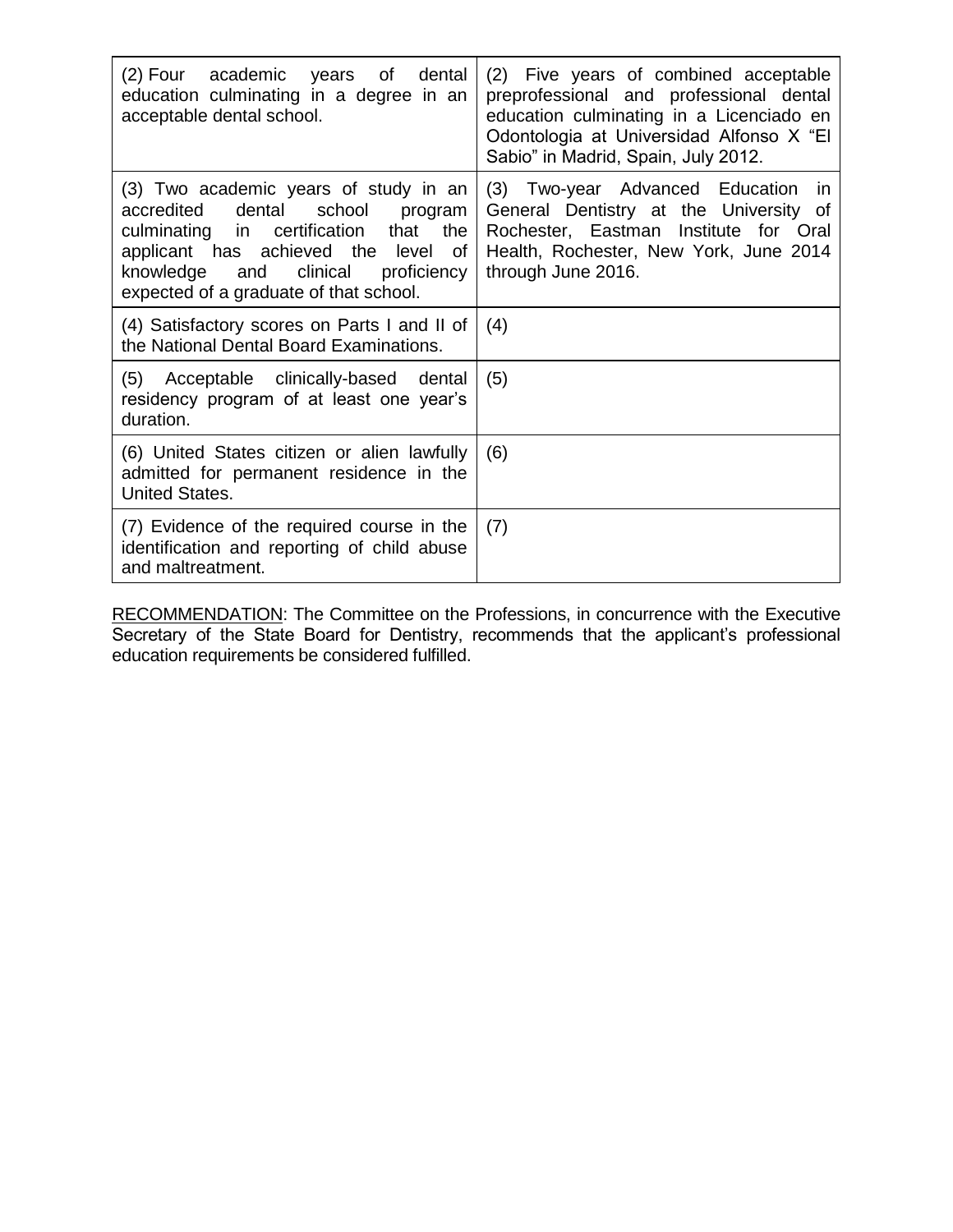| | |
|---|---|
| (2) Four academic years of dental education culminating in a degree in an acceptable dental school. | (2) Five years of combined acceptable preprofessional and professional dental education culminating in a Licenciado en Odontologia at Universidad Alfonso X "El Sabio" in Madrid, Spain, July 2012. |
| (3) Two academic years of study in an accredited dental school program culminating in certification that the applicant has achieved the level of knowledge and clinical proficiency expected of a graduate of that school. | (3) Two-year Advanced Education in General Dentistry at the University of Rochester, Eastman Institute for Oral Health, Rochester, New York, June 2014 through June 2016. |
| (4) Satisfactory scores on Parts I and II of the National Dental Board Examinations. | (4) |
| (5) Acceptable clinically-based dental residency program of at least one year's duration. | (5) |
| (6) United States citizen or alien lawfully admitted for permanent residence in the United States. | (6) |
| (7) Evidence of the required course in the identification and reporting of child abuse and maltreatment. | (7) |

RECOMMENDATION: The Committee on the Professions, in concurrence with the Executive Secretary of the State Board for Dentistry, recommends that the applicant's professional education requirements be considered fulfilled.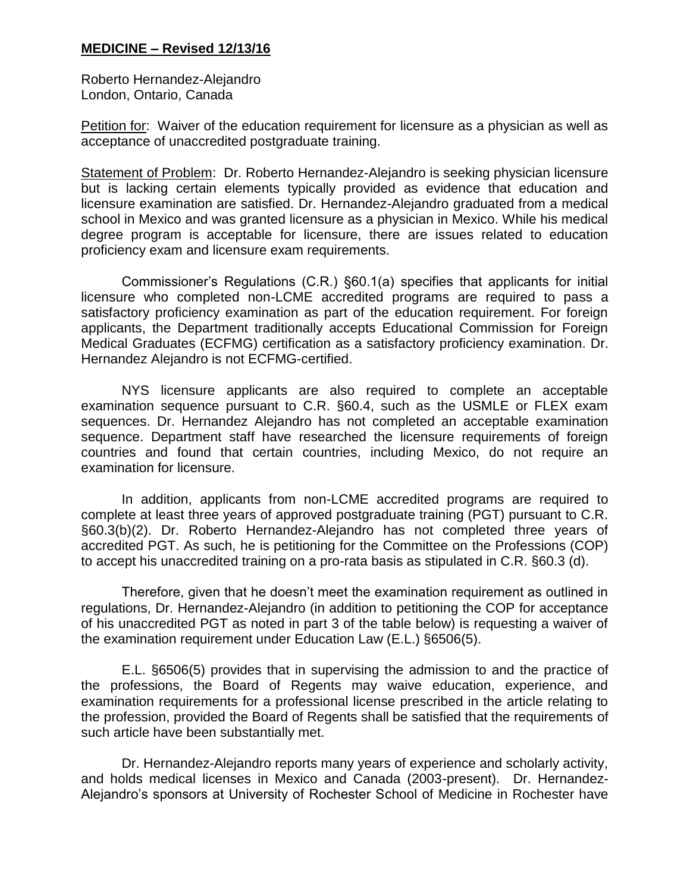**MEDICINE – Revised 12/13/16**

Roberto Hernandez-Alejandro
London, Ontario, Canada

Petition for: Waiver of the education requirement for licensure as a physician as well as acceptance of unaccredited postgraduate training.

Statement of Problem: Dr. Roberto Hernandez-Alejandro is seeking physician licensure but is lacking certain elements typically provided as evidence that education and licensure examination are satisfied. Dr. Hernandez-Alejandro graduated from a medical school in Mexico and was granted licensure as a physician in Mexico. While his medical degree program is acceptable for licensure, there are issues related to education proficiency exam and licensure exam requirements.

Commissioner's Regulations (C.R.) §60.1(a) specifies that applicants for initial licensure who completed non-LCME accredited programs are required to pass a satisfactory proficiency examination as part of the education requirement. For foreign applicants, the Department traditionally accepts Educational Commission for Foreign Medical Graduates (ECFMG) certification as a satisfactory proficiency examination. Dr. Hernandez Alejandro is not ECFMG-certified.

NYS licensure applicants are also required to complete an acceptable examination sequence pursuant to C.R. §60.4, such as the USMLE or FLEX exam sequences. Dr. Hernandez Alejandro has not completed an acceptable examination sequence. Department staff have researched the licensure requirements of foreign countries and found that certain countries, including Mexico, do not require an examination for licensure.

In addition, applicants from non-LCME accredited programs are required to complete at least three years of approved postgraduate training (PGT) pursuant to C.R. §60.3(b)(2). Dr. Roberto Hernandez-Alejandro has not completed three years of accredited PGT. As such, he is petitioning for the Committee on the Professions (COP) to accept his unaccredited training on a pro-rata basis as stipulated in C.R. §60.3 (d).

Therefore, given that he doesn't meet the examination requirement as outlined in regulations, Dr. Hernandez-Alejandro (in addition to petitioning the COP for acceptance of his unaccredited PGT as noted in part 3 of the table below) is requesting a waiver of the examination requirement under Education Law (E.L.) §6506(5).

E.L. §6506(5) provides that in supervising the admission to and the practice of the professions, the Board of Regents may waive education, experience, and examination requirements for a professional license prescribed in the article relating to the profession, provided the Board of Regents shall be satisfied that the requirements of such article have been substantially met.

Dr. Hernandez-Alejandro reports many years of experience and scholarly activity, and holds medical licenses in Mexico and Canada (2003-present). Dr. Hernandez-Alejandro's sponsors at University of Rochester School of Medicine in Rochester have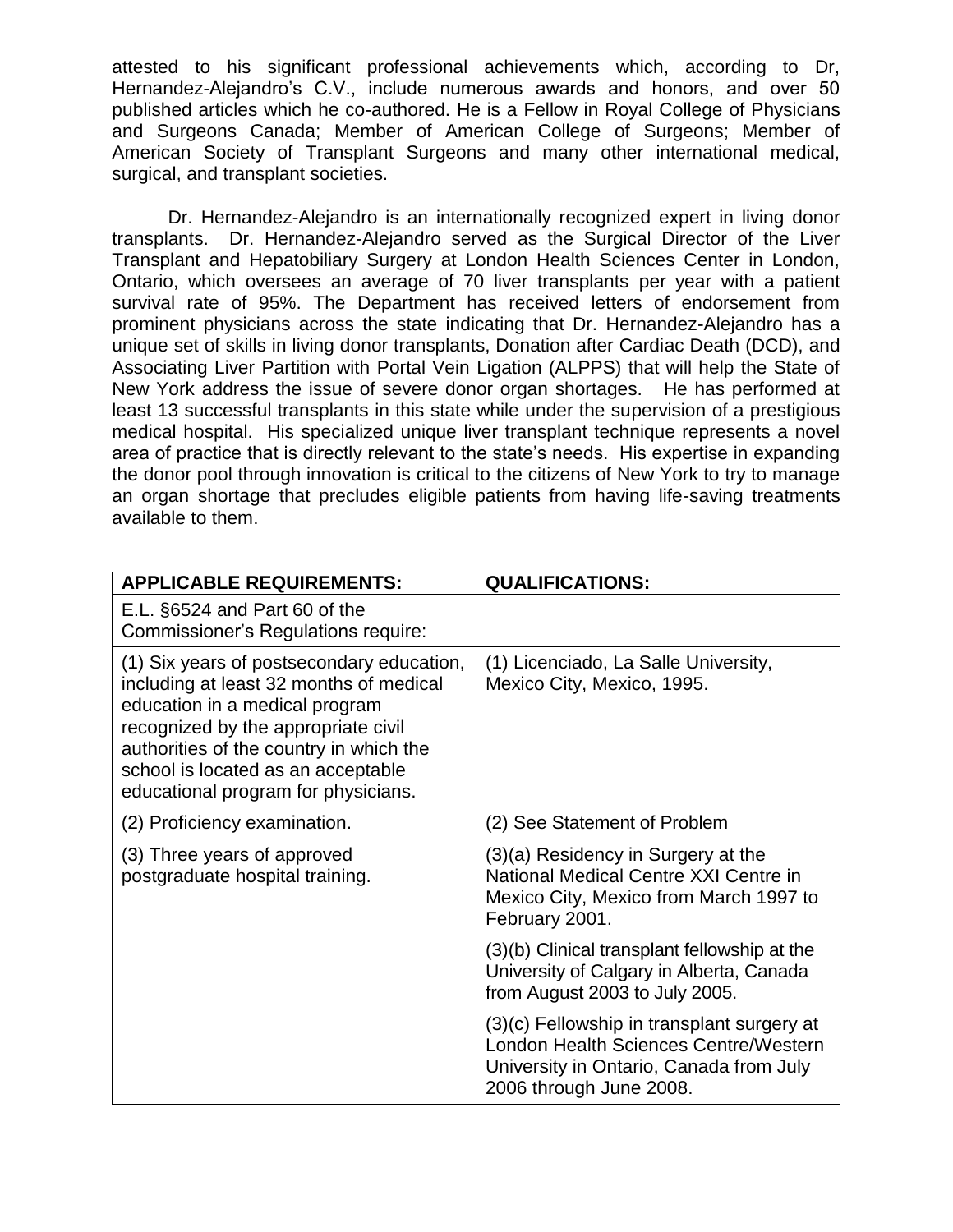attested to his significant professional achievements which, according to Dr, Hernandez-Alejandro's C.V., include numerous awards and honors, and over 50 published articles which he co-authored. He is a Fellow in Royal College of Physicians and Surgeons Canada; Member of American College of Surgeons; Member of American Society of Transplant Surgeons and many other international medical, surgical, and transplant societies.

Dr. Hernandez-Alejandro is an internationally recognized expert in living donor transplants. Dr. Hernandez-Alejandro served as the Surgical Director of the Liver Transplant and Hepatobiliary Surgery at London Health Sciences Center in London, Ontario, which oversees an average of 70 liver transplants per year with a patient survival rate of 95%. The Department has received letters of endorsement from prominent physicians across the state indicating that Dr. Hernandez-Alejandro has a unique set of skills in living donor transplants, Donation after Cardiac Death (DCD), and Associating Liver Partition with Portal Vein Ligation (ALPPS) that will help the State of New York address the issue of severe donor organ shortages. He has performed at least 13 successful transplants in this state while under the supervision of a prestigious medical hospital. His specialized unique liver transplant technique represents a novel area of practice that is directly relevant to the state's needs. His expertise in expanding the donor pool through innovation is critical to the citizens of New York to try to manage an organ shortage that precludes eligible patients from having life-saving treatments available to them.

| APPLICABLE REQUIREMENTS: | QUALIFICATIONS: |
|---|---|
| E.L. §6524 and Part 60 of the Commissioner's Regulations require: | |
| (1) Six years of postsecondary education, including at least 32 months of medical education in a medical program recognized by the appropriate civil authorities of the country in which the school is located as an acceptable educational program for physicians. | (1) Licenciado, La Salle University, Mexico City, Mexico, 1995. |
| (2) Proficiency examination. | (2) See Statement of Problem |
| (3) Three years of approved postgraduate hospital training. | (3)(a) Residency in Surgery at the National Medical Centre XXI Centre in Mexico City, Mexico from March 1997 to February 2001. |
| | (3)(b) Clinical transplant fellowship at the University of Calgary in Alberta, Canada from August 2003 to July 2005. |
| | (3)(c) Fellowship in transplant surgery at London Health Sciences Centre/Western University in Ontario, Canada from July 2006 through June 2008. |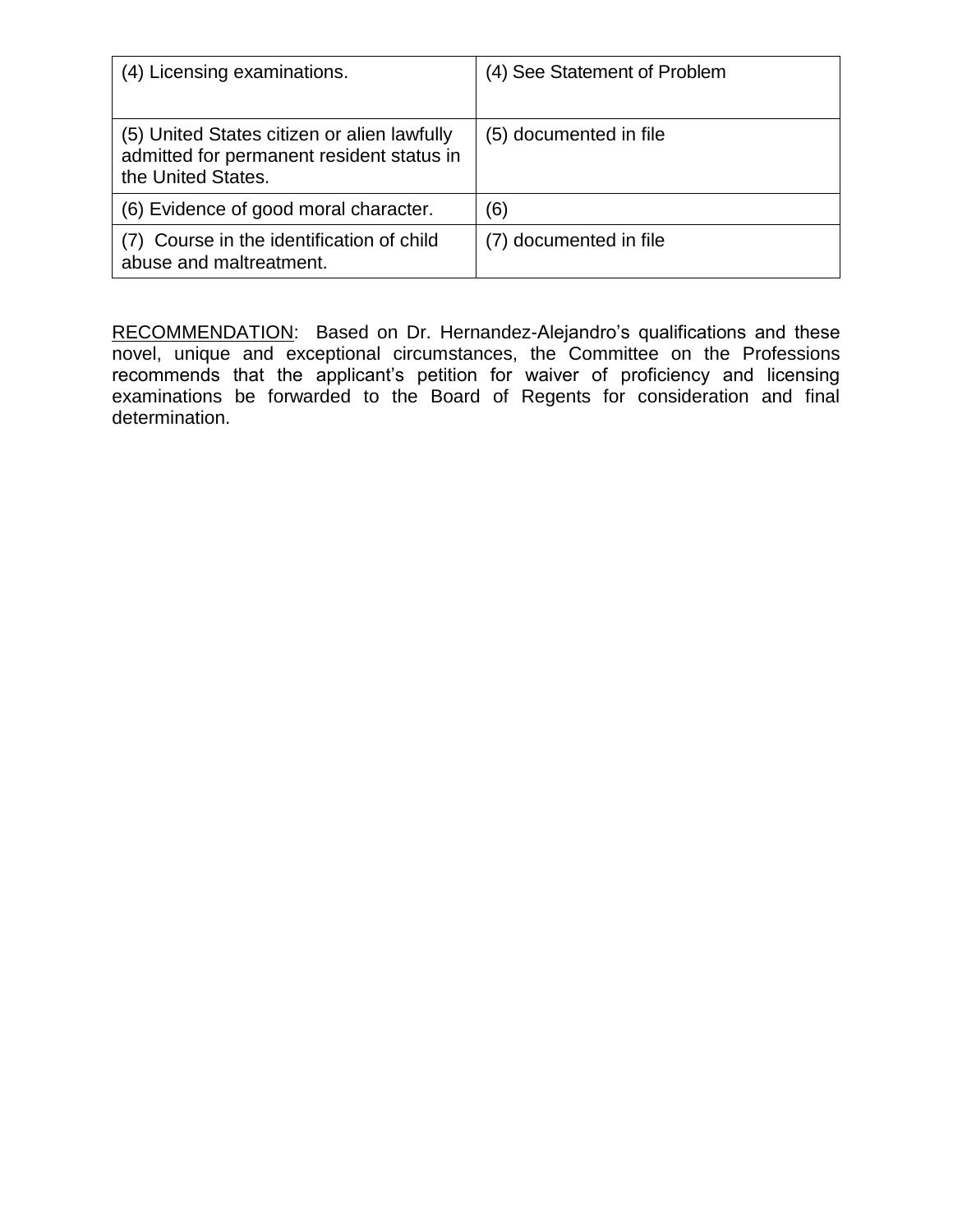| | |
|---|---|
| (4) Licensing examinations. | (4) See Statement of Problem |
| (5) United States citizen or alien lawfully admitted for permanent resident status in the United States. | (5) documented in file |
| (6) Evidence of good moral character. | (6) |
| (7) Course in the identification of child abuse and maltreatment. | (7) documented in file |

<u>RECOMMENDATION</u>: Based on Dr. Hernandez-Alejandro's qualifications and these novel, unique and exceptional circumstances, the Committee on the Professions recommends that the applicant's petition for waiver of proficiency and licensing examinations be forwarded to the Board of Regents for consideration and final determination.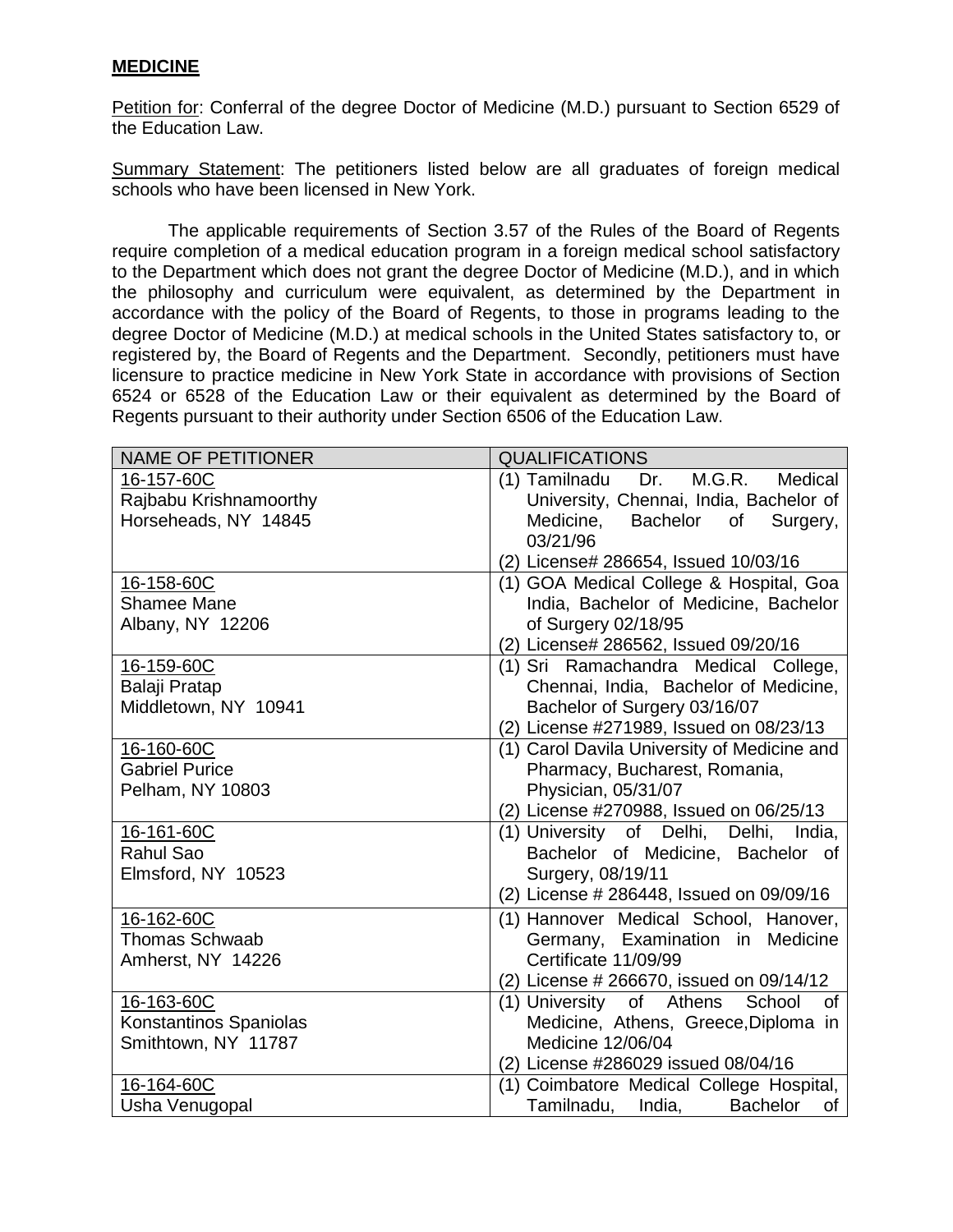**MEDICINE**

Petition for: Conferral of the degree Doctor of Medicine (M.D.) pursuant to Section 6529 of the Education Law.

Summary Statement: The petitioners listed below are all graduates of foreign medical schools who have been licensed in New York.

The applicable requirements of Section 3.57 of the Rules of the Board of Regents require completion of a medical education program in a foreign medical school satisfactory to the Department which does not grant the degree Doctor of Medicine (M.D.), and in which the philosophy and curriculum were equivalent, as determined by the Department in accordance with the policy of the Board of Regents, to those in programs leading to the degree Doctor of Medicine (M.D.) at medical schools in the United States satisfactory to, or registered by, the Board of Regents and the Department. Secondly, petitioners must have licensure to practice medicine in New York State in accordance with provisions of Section 6524 or 6528 of the Education Law or their equivalent as determined by the Board of Regents pursuant to their authority under Section 6506 of the Education Law.

| NAME OF PETITIONER | QUALIFICATIONS |
|---|---|
| 16-157-60C<br>Rajbabu Krishnamoorthy<br>Horseheads, NY 14845 | (1) Tamilnadu Dr. M.G.R. Medical University, Chennai, India, Bachelor of Medicine, Bachelor of Surgery, 03/21/96<br>(2) License# 286654, Issued 10/03/16 |
| 16-158-60C<br>Shamee Mane<br>Albany, NY 12206 | (1) GOA Medical College & Hospital, Goa India, Bachelor of Medicine, Bachelor of Surgery 02/18/95<br>(2) License# 286562, Issued 09/20/16 |
| 16-159-60C<br>Balaji Pratap<br>Middletown, NY 10941 | (1) Sri Ramachandra Medical College, Chennai, India, Bachelor of Medicine, Bachelor of Surgery 03/16/07<br>(2) License #271989, Issued on 08/23/13 |
| 16-160-60C<br>Gabriel Purice<br>Pelham, NY 10803 | (1) Carol Davila University of Medicine and Pharmacy, Bucharest, Romania, Physician, 05/31/07<br>(2) License #270988, Issued on 06/25/13 |
| 16-161-60C<br>Rahul Sao<br>Elmsford, NY 10523 | (1) University of Delhi, Delhi, India, Bachelor of Medicine, Bachelor of Surgery, 08/19/11<br>(2) License # 286448, Issued on 09/09/16 |
| 16-162-60C<br>Thomas Schwaab<br>Amherst, NY 14226 | (1) Hannover Medical School, Hanover, Germany, Examination in Medicine Certificate 11/09/99<br>(2) License # 266670, issued on 09/14/12 |
| 16-163-60C<br>Konstantinos Spaniolas<br>Smithtown, NY 11787 | (1) University of Athens School of Medicine, Athens, Greece,Diploma in Medicine 12/06/04<br>(2) License #286029 issued 08/04/16 |
| 16-164-60C<br>Usha Venugopal | (1) Coimbatore Medical College Hospital, Tamilnadu, India, Bachelor of |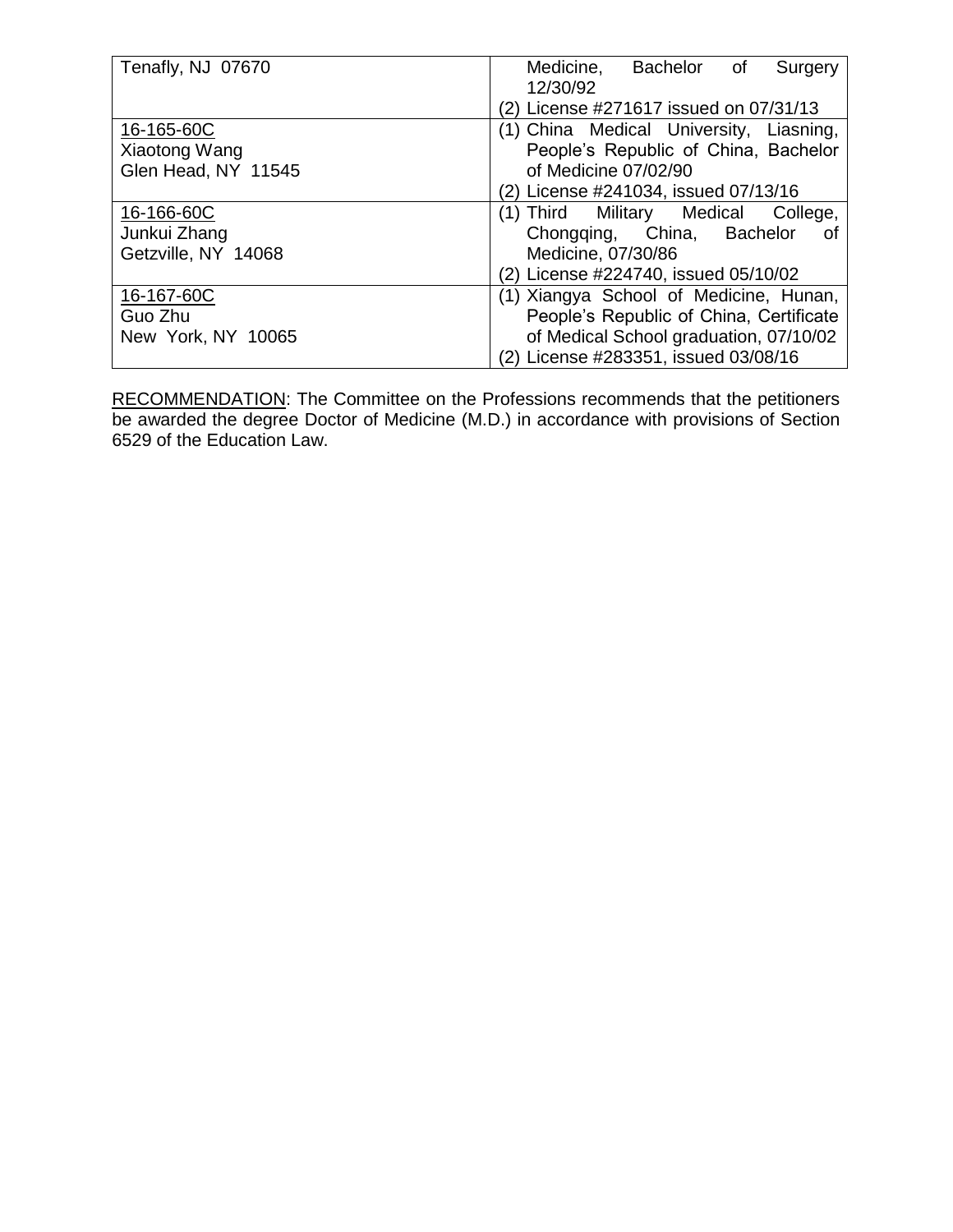| | |
|---|---|
| Tenafly, NJ 07670 | Medicine, Bachelor of Surgery 12/30/92<br>(2) License #271617 issued on 07/31/13 |
| 16-165-60C<br>Xiaotong Wang<br>Glen Head, NY 11545 | (1) China Medical University, Liasning, People's Republic of China, Bachelor of Medicine 07/02/90<br>(2) License #241034, issued 07/13/16 |
| 16-166-60C<br>Junkui Zhang<br>Getzville, NY 14068 | (1) Third Military Medical College, Chongqing, China, Bachelor of Medicine, 07/30/86<br>(2) License #224740, issued 05/10/02 |
| 16-167-60C<br>Guo Zhu<br>New York, NY 10065 | (1) Xiangya School of Medicine, Hunan, People's Republic of China, Certificate of Medical School graduation, 07/10/02<br>(2) License #283351, issued 03/08/16 |

RECOMMENDATION: The Committee on the Professions recommends that the petitioners be awarded the degree Doctor of Medicine (M.D.) in accordance with provisions of Section 6529 of the Education Law.